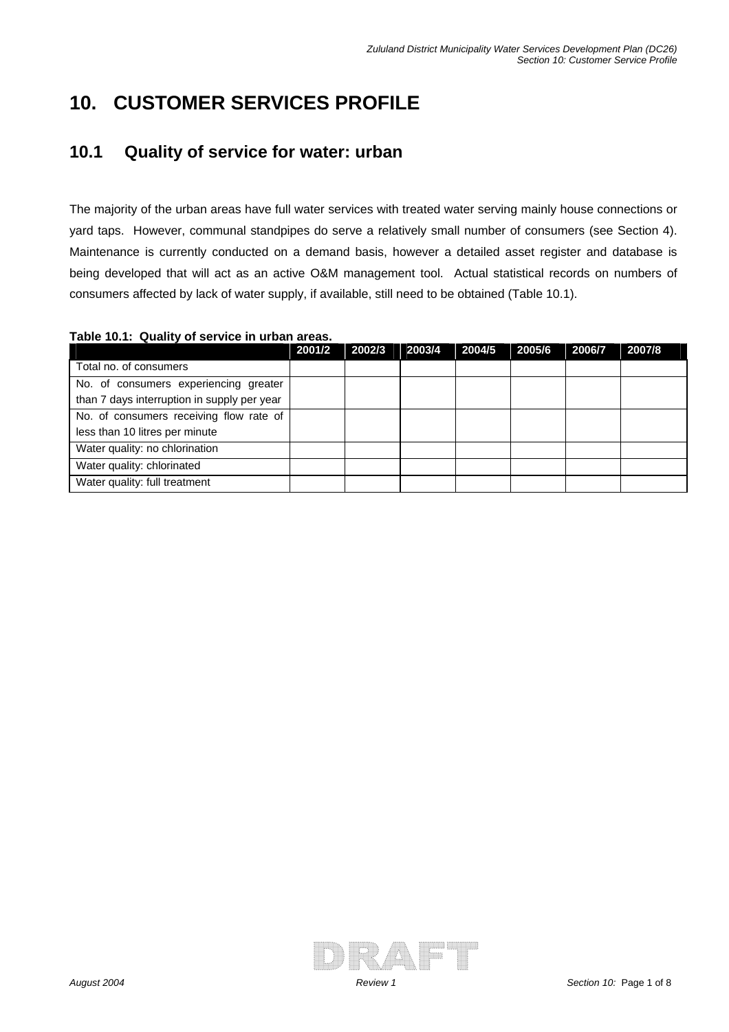# 10. CUSTOMER SERVICES PROFILE

## 10.1 Quality of service for water: urban

The majority of the urban areas have full water services with treated water serving mainly house connections or yard taps. However, communal standpipes do serve a relatively small number of consumers (see Section 4). Maintenance is currently conducted on a demand basis, however a detailed asset register and database is being developed that will act as an active O&M management tool. Actual statistical records on numbers of consumers affected by lack of water supply, if available, still need to be obtained (Table 10.1).

**Table 10.1: Quality of service in urban areas.**

| | 2001/2 | 2002/3 | 2003/4 | 2004/5 | 2005/6 | 2006/7 | 2007/8 |
|---|---|---|---|---|---|---|---|
| Total no. of consumers | | | | | | | |
| No. of consumers experiencing greater than 7 days interruption in supply per year | | | | | | | |
| No. of consumers receiving flow rate of less than 10 litres per minute | | | | | | | |
| Water quality: no chlorination | | | | | | | |
| Water quality: chlorinated | | | | | | | |
| Water quality: full treatment | | | | | | | |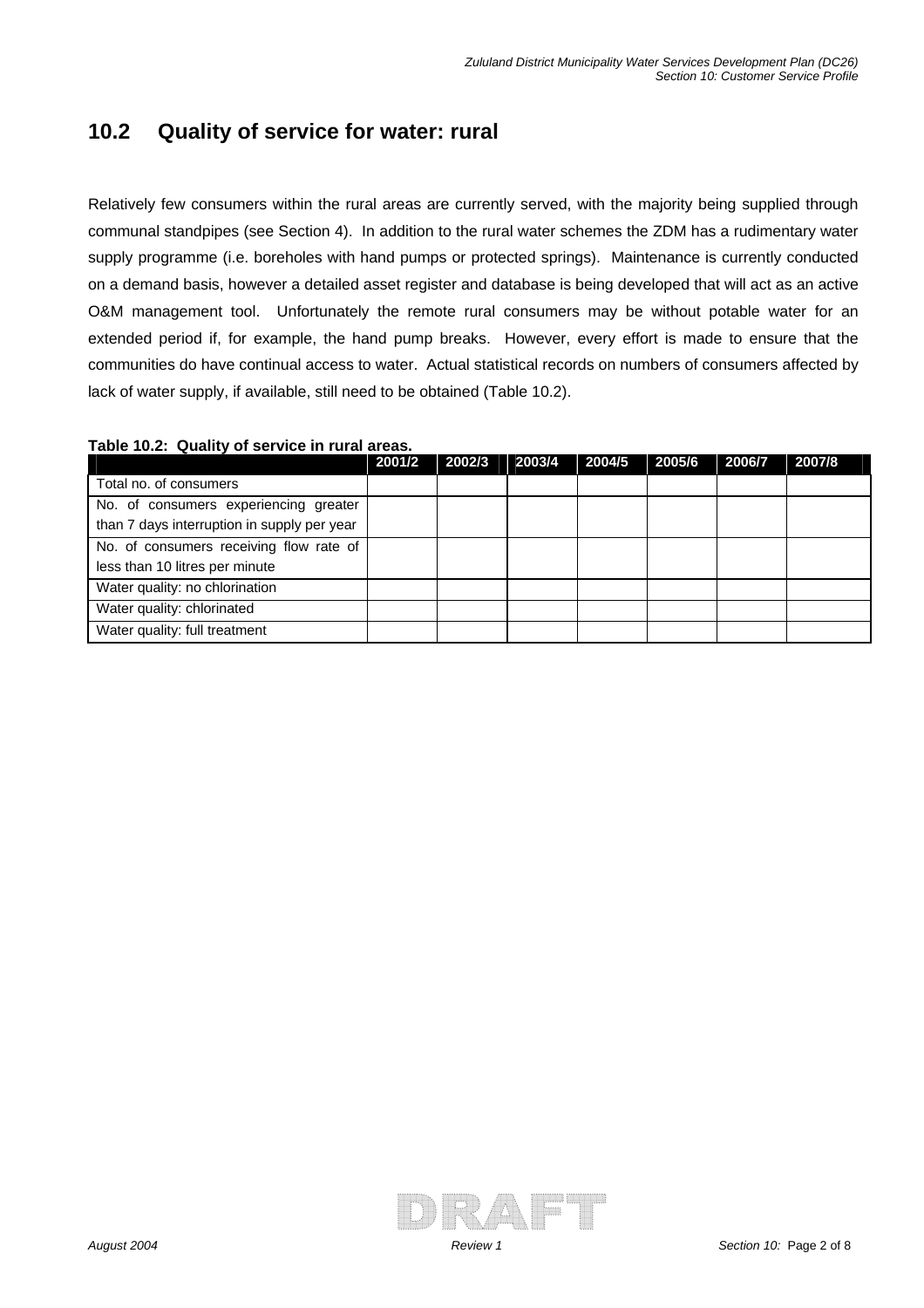## 10.2 Quality of service for water: rural

Relatively few consumers within the rural areas are currently served, with the majority being supplied through communal standpipes (see Section 4). In addition to the rural water schemes the ZDM has a rudimentary water supply programme (i.e. boreholes with hand pumps or protected springs). Maintenance is currently conducted on a demand basis, however a detailed asset register and database is being developed that will act as an active O&M management tool. Unfortunately the remote rural consumers may be without potable water for an extended period if, for example, the hand pump breaks. However, every effort is made to ensure that the communities do have continual access to water. Actual statistical records on numbers of consumers affected by lack of water supply, if available, still need to be obtained (Table 10.2).

**Table 10.2: Quality of service in rural areas.**

| | 2001/2 | 2002/3 | 2003/4 | 2004/5 | 2005/6 | 2006/7 | 2007/8 |
|---|---|---|---|---|---|---|---|
| Total no. of consumers | | | | | | | |
| No. of consumers experiencing greater than 7 days interruption in supply per year | | | | | | | |
| No. of consumers receiving flow rate of less than 10 litres per minute | | | | | | | |
| Water quality: no chlorination | | | | | | | |
| Water quality: chlorinated | | | | | | | |
| Water quality: full treatment | | | | | | | |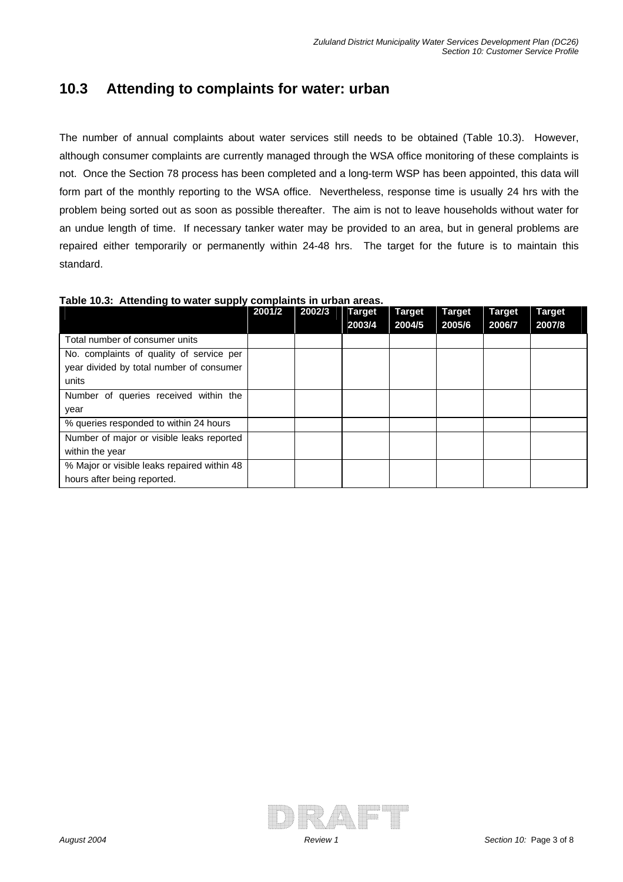## 10.3 Attending to complaints for water: urban

The number of annual complaints about water services still needs to be obtained (Table 10.3). However, although consumer complaints are currently managed through the WSA office monitoring of these complaints is not. Once the Section 78 process has been completed and a long-term WSP has been appointed, this data will form part of the monthly reporting to the WSA office. Nevertheless, response time is usually 24 hrs with the problem being sorted out as soon as possible thereafter. The aim is not to leave households without water for an undue length of time. If necessary tanker water may be provided to an area, but in general problems are repaired either temporarily or permanently within 24-48 hrs. The target for the future is to maintain this standard.

**Table 10.3: Attending to water supply complaints in urban areas.**

| | 2001/2 | 2002/3 | Target 2003/4 | Target 2004/5 | Target 2005/6 | Target 2006/7 | Target 2007/8 |
|---|---|---|---|---|---|---|---|
| Total number of consumer units | | | | | | | |
| No. complaints of quality of service per year divided by total number of consumer units | | | | | | | |
| Number of queries received within the year | | | | | | | |
| % queries responded to within 24 hours | | | | | | | |
| Number of major or visible leaks reported within the year | | | | | | | |
| % Major or visible leaks repaired within 48 hours after being reported. | | | | | | | |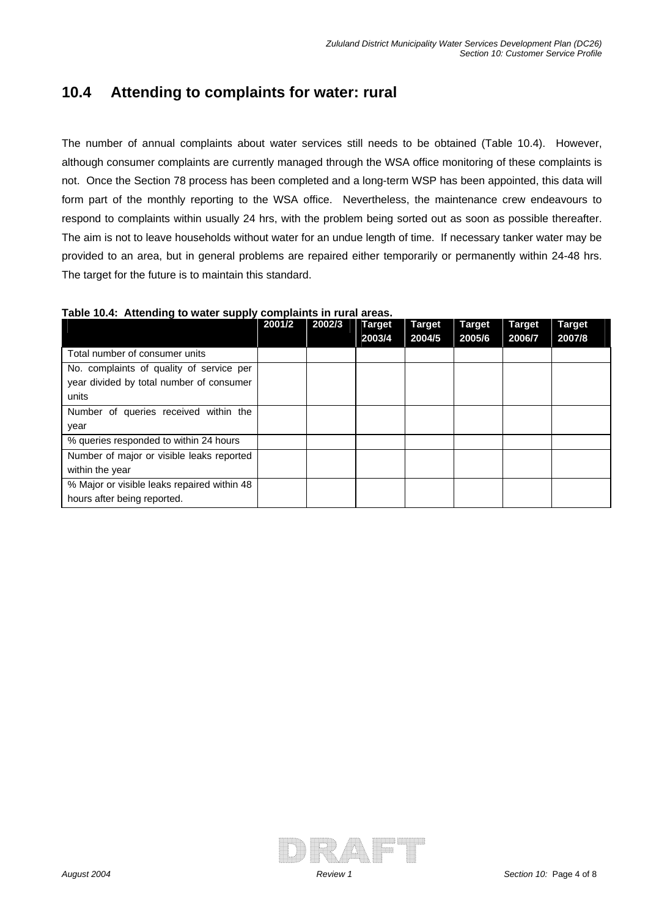## 10.4 Attending to complaints for water: rural

The number of annual complaints about water services still needs to be obtained (Table 10.4). However, although consumer complaints are currently managed through the WSA office monitoring of these complaints is not. Once the Section 78 process has been completed and a long-term WSP has been appointed, this data will form part of the monthly reporting to the WSA office. Nevertheless, the maintenance crew endeavours to respond to complaints within usually 24 hrs, with the problem being sorted out as soon as possible thereafter. The aim is not to leave households without water for an undue length of time. If necessary tanker water may be provided to an area, but in general problems are repaired either temporarily or permanently within 24-48 hrs. The target for the future is to maintain this standard.

**Table 10.4: Attending to water supply complaints in rural areas.**

| | 2001/2 | 2002/3 | Target 2003/4 | Target 2004/5 | Target 2005/6 | Target 2006/7 | Target 2007/8 |
|---|---|---|---|---|---|---|---|
| Total number of consumer units | | | | | | | |
| No. complaints of quality of service per year divided by total number of consumer units | | | | | | | |
| Number of queries received within the year | | | | | | | |
| % queries responded to within 24 hours | | | | | | | |
| Number of major or visible leaks reported within the year | | | | | | | |
| % Major or visible leaks repaired within 48 hours after being reported. | | | | | | | |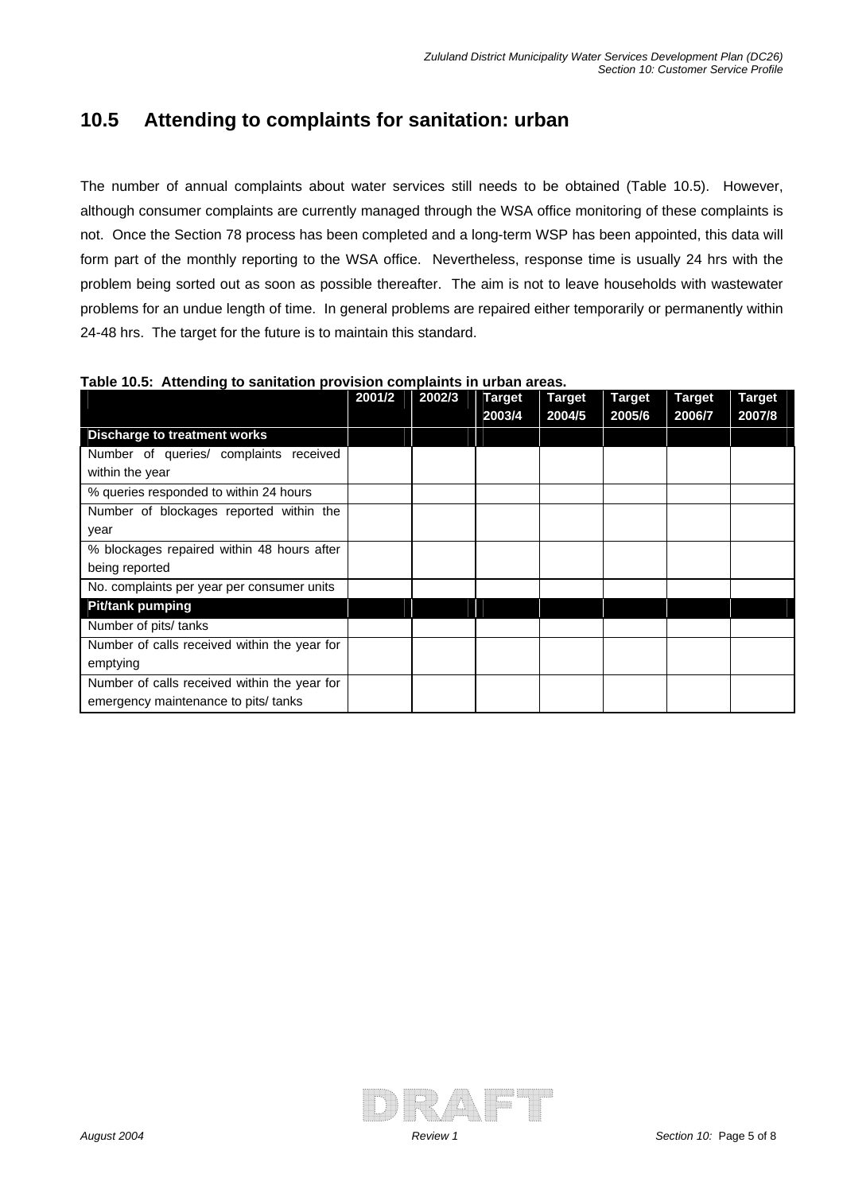## 10.5 Attending to complaints for sanitation: urban

The number of annual complaints about water services still needs to be obtained (Table 10.5). However, although consumer complaints are currently managed through the WSA office monitoring of these complaints is not. Once the Section 78 process has been completed and a long-term WSP has been appointed, this data will form part of the monthly reporting to the WSA office. Nevertheless, response time is usually 24 hrs with the problem being sorted out as soon as possible thereafter. The aim is not to leave households with wastewater problems for an undue length of time. In general problems are repaired either temporarily or permanently within 24-48 hrs. The target for the future is to maintain this standard.

**Table 10.5: Attending to sanitation provision complaints in urban areas.**

| | 2001/2 | 2002/3 | Target 2003/4 | Target 2004/5 | Target 2005/6 | Target 2006/7 | Target 2007/8 |
|---|---|---|---|---|---|---|---|
| **Discharge to treatment works** | | | | | | | |
| Number of queries/ complaints received within the year | | | | | | | |
| % queries responded to within 24 hours | | | | | | | |
| Number of blockages reported within the year | | | | | | | |
| % blockages repaired within 48 hours after being reported | | | | | | | |
| No. complaints per year per consumer units | | | | | | | |
| **Pit/tank pumping** | | | | | | | |
| Number of pits/ tanks | | | | | | | |
| Number of calls received within the year for emptying | | | | | | | |
| Number of calls received within the year for emergency maintenance to pits/ tanks | | | | | | | |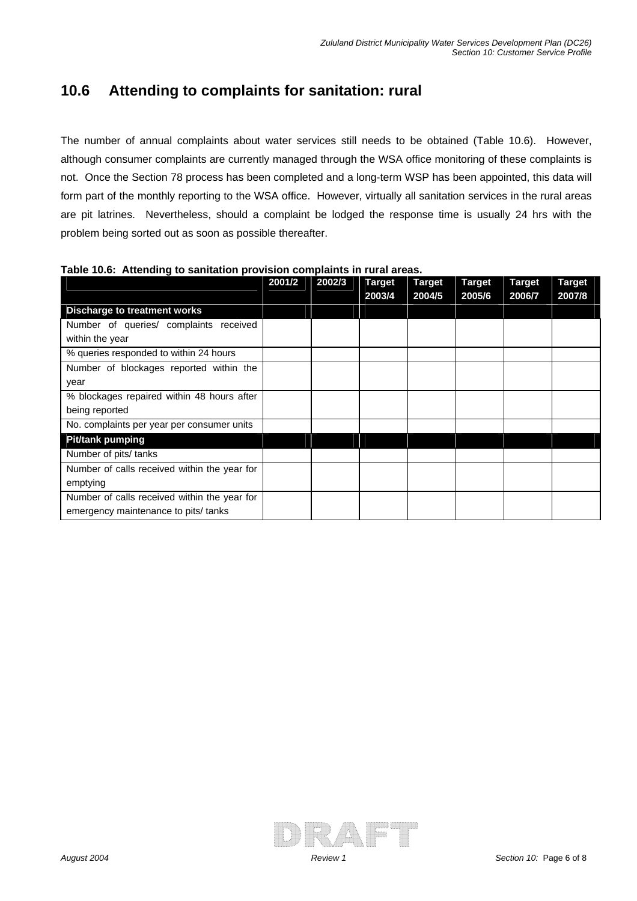## 10.6 Attending to complaints for sanitation: rural

The number of annual complaints about water services still needs to be obtained (Table 10.6). However, although consumer complaints are currently managed through the WSA office monitoring of these complaints is not. Once the Section 78 process has been completed and a long-term WSP has been appointed, this data will form part of the monthly reporting to the WSA office. However, virtually all sanitation services in the rural areas are pit latrines. Nevertheless, should a complaint be lodged the response time is usually 24 hrs with the problem being sorted out as soon as possible thereafter.

**Table 10.6: Attending to sanitation provision complaints in rural areas.**

| | 2001/2 | 2002/3 | Target 2003/4 | Target 2004/5 | Target 2005/6 | Target 2006/7 | Target 2007/8 |
|---|---|---|---|---|---|---|---|
| **Discharge to treatment works** | | | | | | | |
| Number of queries/ complaints received within the year | | | | | | | |
| % queries responded to within 24 hours | | | | | | | |
| Number of blockages reported within the year | | | | | | | |
| % blockages repaired within 48 hours after being reported | | | | | | | |
| No. complaints per year per consumer units | | | | | | | |
| **Pit/tank pumping** | | | | | | | |
| Number of pits/ tanks | | | | | | | |
| Number of calls received within the year for emptying | | | | | | | |
| Number of calls received within the year for emergency maintenance to pits/ tanks | | | | | | | |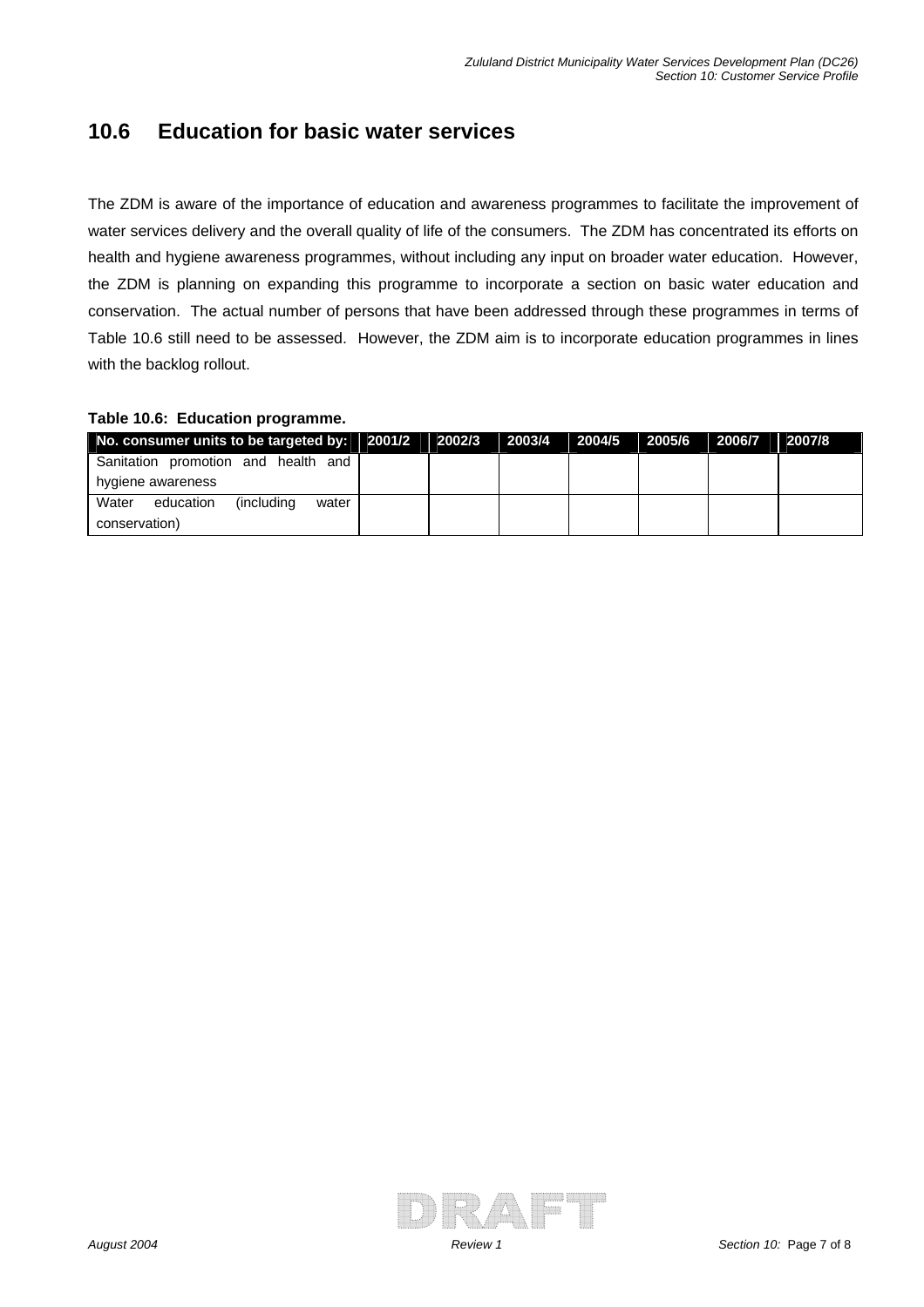## 10.6 Education for basic water services

The ZDM is aware of the importance of education and awareness programmes to facilitate the improvement of water services delivery and the overall quality of life of the consumers. The ZDM has concentrated its efforts on health and hygiene awareness programmes, without including any input on broader water education. However, the ZDM is planning on expanding this programme to incorporate a section on basic water education and conservation. The actual number of persons that have been addressed through these programmes in terms of Table 10.6 still need to be assessed. However, the ZDM aim is to incorporate education programmes in lines with the backlog rollout.

**Table 10.6: Education programme.**

| No. consumer units to be targeted by: | 2001/2 | 2002/3 | 2003/4 | 2004/5 | 2005/6 | 2006/7 | 2007/8 |
|---|---|---|---|---|---|---|---|
| Sanitation promotion and health and hygiene awareness | | | | | | | |
| Water education (including water conservation) | | | | | | | |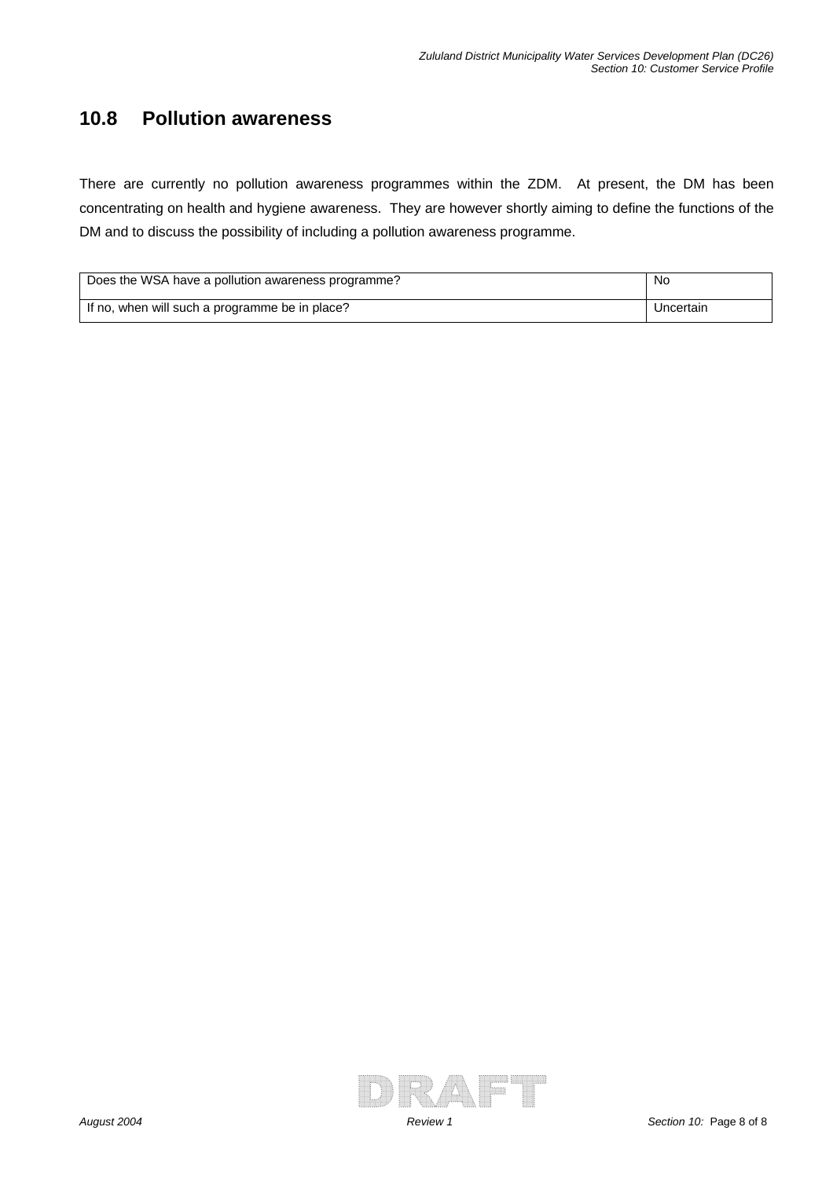## 10.8 Pollution awareness

There are currently no pollution awareness programmes within the ZDM. At present, the DM has been concentrating on health and hygiene awareness. They are however shortly aiming to define the functions of the DM and to discuss the possibility of including a pollution awareness programme.

| | |
|---|---|
| Does the WSA have a pollution awareness programme? | No |
| If no, when will such a programme be in place? | Uncertain |